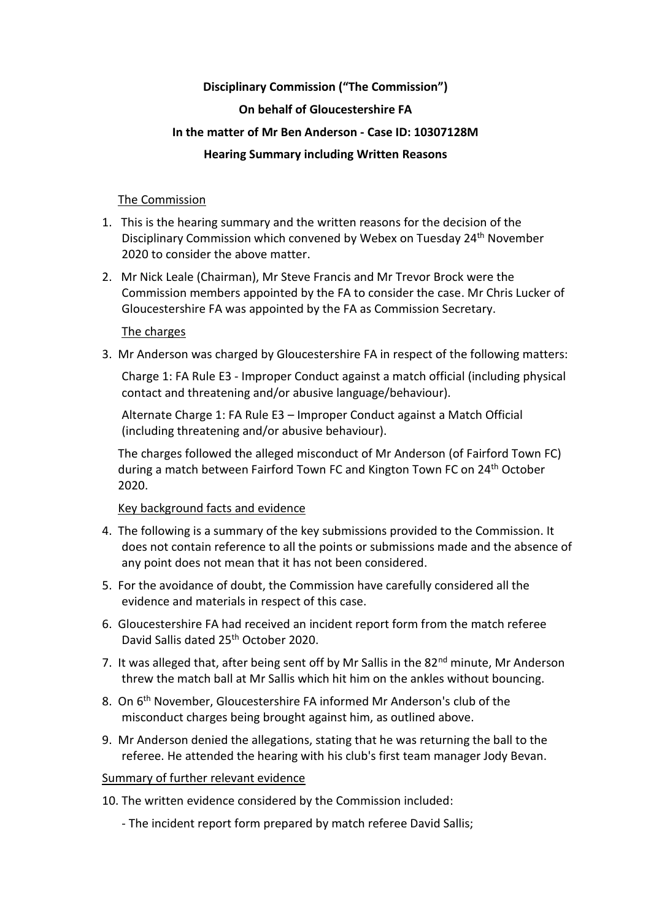**Disciplinary Commission ("The Commission")**

**On behalf of Gloucestershire FA**

**In the matter of Mr Ben Anderson - Case ID: 10307128M**

**Hearing Summary including Written Reasons**

The Commission

1. This is the hearing summary and the written reasons for the decision of the Disciplinary Commission which convened by Webex on Tuesday 24th November 2020 to consider the above matter.
2. Mr Nick Leale (Chairman), Mr Steve Francis and Mr Trevor Brock were the Commission members appointed by the FA to consider the case. Mr Chris Lucker of Gloucestershire FA was appointed by the FA as Commission Secretary.

The charges

3. Mr Anderson was charged by Gloucestershire FA in respect of the following matters:

   Charge 1: FA Rule E3 - Improper Conduct against a match official (including physical contact and threatening and/or abusive language/behaviour).

   Alternate Charge 1: FA Rule E3 – Improper Conduct against a Match Official (including threatening and/or abusive behaviour).

   The charges followed the alleged misconduct of Mr Anderson (of Fairford Town FC) during a match between Fairford Town FC and Kington Town FC on 24th October 2020.

Key background facts and evidence

4. The following is a summary of the key submissions provided to the Commission. It does not contain reference to all the points or submissions made and the absence of any point does not mean that it has not been considered.
5. For the avoidance of doubt, the Commission have carefully considered all the evidence and materials in respect of this case.
6. Gloucestershire FA had received an incident report form from the match referee David Sallis dated 25th October 2020.
7. It was alleged that, after being sent off by Mr Sallis in the 82nd minute, Mr Anderson threw the match ball at Mr Sallis which hit him on the ankles without bouncing.
8. On 6th November, Gloucestershire FA informed Mr Anderson's club of the misconduct charges being brought against him, as outlined above.
9. Mr Anderson denied the allegations, stating that he was returning the ball to the referee. He attended the hearing with his club's first team manager Jody Bevan.

Summary of further relevant evidence

10. The written evidence considered by the Commission included:

    - The incident report form prepared by match referee David Sallis;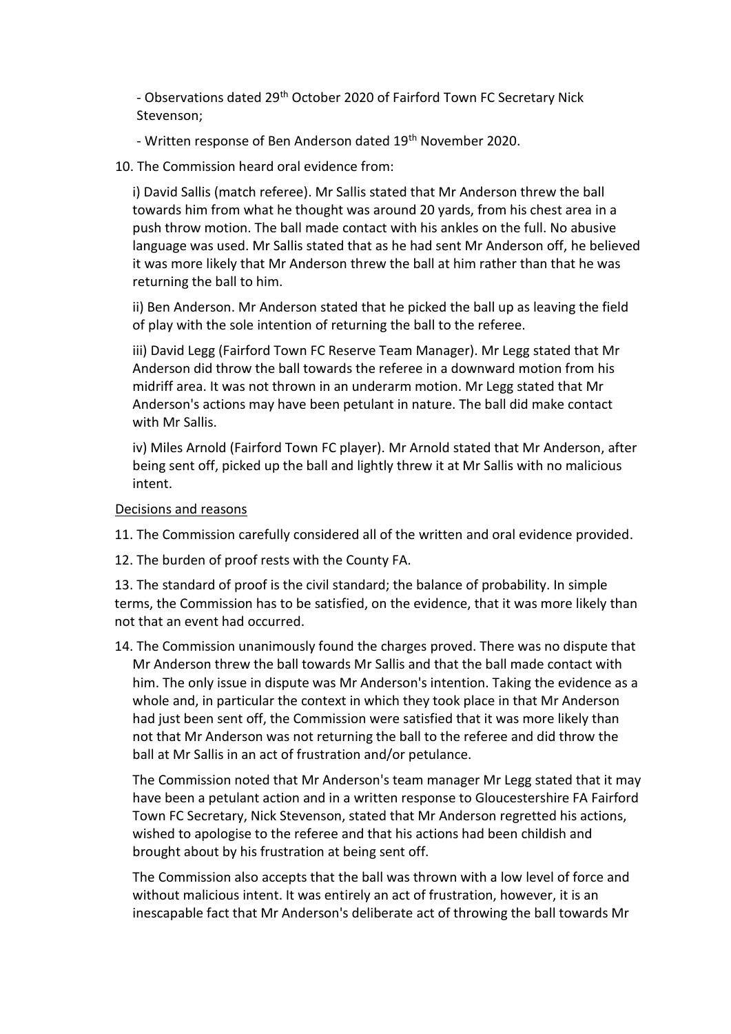- Observations dated 29th October 2020 of Fairford Town FC Secretary Nick Stevenson;

- Written response of Ben Anderson dated 19th November 2020.

10. The Commission heard oral evidence from:

i) David Sallis (match referee). Mr Sallis stated that Mr Anderson threw the ball towards him from what he thought was around 20 yards, from his chest area in a push throw motion. The ball made contact with his ankles on the full. No abusive language was used. Mr Sallis stated that as he had sent Mr Anderson off, he believed it was more likely that Mr Anderson threw the ball at him rather than that he was returning the ball to him.

ii) Ben Anderson. Mr Anderson stated that he picked the ball up as leaving the field of play with the sole intention of returning the ball to the referee.

iii) David Legg (Fairford Town FC Reserve Team Manager). Mr Legg stated that Mr Anderson did throw the ball towards the referee in a downward motion from his midriff area. It was not thrown in an underarm motion. Mr Legg stated that Mr Anderson's actions may have been petulant in nature. The ball did make contact with Mr Sallis.

iv) Miles Arnold (Fairford Town FC player). Mr Arnold stated that Mr Anderson, after being sent off, picked up the ball and lightly threw it at Mr Sallis with no malicious intent.

<u>Decisions and reasons</u>

11. The Commission carefully considered all of the written and oral evidence provided.

12. The burden of proof rests with the County FA.

13. The standard of proof is the civil standard; the balance of probability. In simple terms, the Commission has to be satisfied, on the evidence, that it was more likely than not that an event had occurred.

14. The Commission unanimously found the charges proved. There was no dispute that Mr Anderson threw the ball towards Mr Sallis and that the ball made contact with him. The only issue in dispute was Mr Anderson's intention. Taking the evidence as a whole and, in particular the context in which they took place in that Mr Anderson had just been sent off, the Commission were satisfied that it was more likely than not that Mr Anderson was not returning the ball to the referee and did throw the ball at Mr Sallis in an act of frustration and/or petulance.

The Commission noted that Mr Anderson's team manager Mr Legg stated that it may have been a petulant action and in a written response to Gloucestershire FA Fairford Town FC Secretary, Nick Stevenson, stated that Mr Anderson regretted his actions, wished to apologise to the referee and that his actions had been childish and brought about by his frustration at being sent off.

The Commission also accepts that the ball was thrown with a low level of force and without malicious intent. It was entirely an act of frustration, however, it is an inescapable fact that Mr Anderson's deliberate act of throwing the ball towards Mr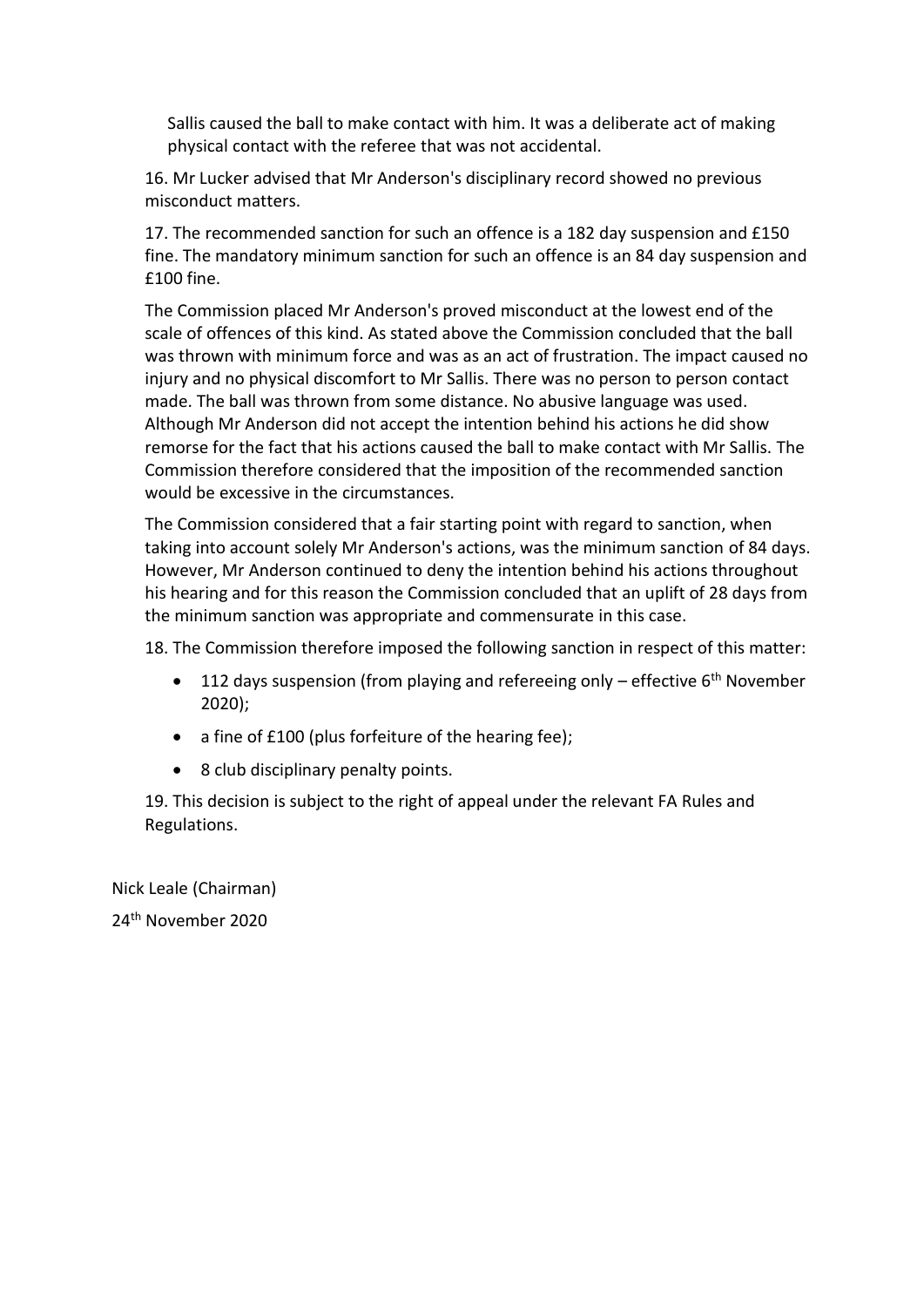Sallis caused the ball to make contact with him. It was a deliberate act of making physical contact with the referee that was not accidental.

16. Mr Lucker advised that Mr Anderson's disciplinary record showed no previous misconduct matters.

17. The recommended sanction for such an offence is a 182 day suspension and £150 fine. The mandatory minimum sanction for such an offence is an 84 day suspension and £100 fine.

The Commission placed Mr Anderson's proved misconduct at the lowest end of the scale of offences of this kind. As stated above the Commission concluded that the ball was thrown with minimum force and was as an act of frustration. The impact caused no injury and no physical discomfort to Mr Sallis. There was no person to person contact made. The ball was thrown from some distance. No abusive language was used. Although Mr Anderson did not accept the intention behind his actions he did show remorse for the fact that his actions caused the ball to make contact with Mr Sallis. The Commission therefore considered that the imposition of the recommended sanction would be excessive in the circumstances.

The Commission considered that a fair starting point with regard to sanction, when taking into account solely Mr Anderson's actions, was the minimum sanction of 84 days. However, Mr Anderson continued to deny the intention behind his actions throughout his hearing and for this reason the Commission concluded that an uplift of 28 days from the minimum sanction was appropriate and commensurate in this case.

18. The Commission therefore imposed the following sanction in respect of this matter:

- 112 days suspension (from playing and refereeing only – effective 6th November 2020);
- a fine of £100 (plus forfeiture of the hearing fee);
- 8 club disciplinary penalty points.

19. This decision is subject to the right of appeal under the relevant FA Rules and Regulations.

Nick Leale (Chairman)

24th November 2020